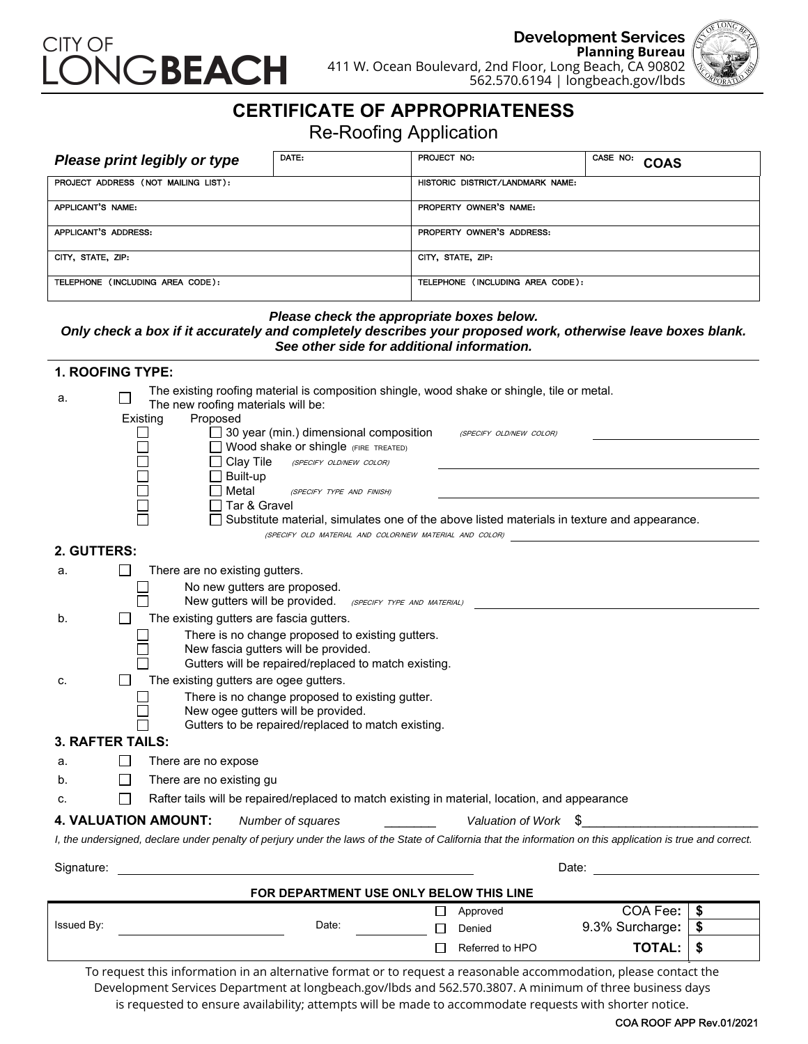CITY OF LONG BEACH

**Development Services**
**Planning Bureau**
411 W. Ocean Boulevard, 2nd Floor, Long Beach, CA 90802
562.570.6194 | longbeach.gov/lbds

# CERTIFICATE OF APPROPRIATENESS

## Re-Roofing Application

| *Please print legibly or type* | DATE: | PROJECT NO: | CASE NO: **COAS** |
|---|---|---|---|
| PROJECT ADDRESS (NOT MAILING LIST): | | HISTORIC DISTRICT/LANDMARK NAME: | |
| APPLICANT'S NAME: | | PROPERTY OWNER'S NAME: | |
| APPLICANT'S ADDRESS: | | PROPERTY OWNER'S ADDRESS: | |
| CITY, STATE, ZIP: | | CITY, STATE, ZIP: | |
| TELEPHONE (INCLUDING AREA CODE): | | TELEPHONE (INCLUDING AREA CODE): | |

***Please check the appropriate boxes below.***
***Only check a box if it accurately and completely describes your proposed work, otherwise leave boxes blank.***
***See other side for additional information.***

### 1. ROOFING TYPE:

a. ☐ The existing roofing material is composition shingle, wood shake or shingle, tile or metal. The new roofing materials will be:

| Existing | Proposed |
|---|---|
| ☐ | ☐ 30 year (min.) dimensional composition (SPECIFY OLD/NEW COLOR) ______ |
| ☐ | ☐ Wood shake or shingle (FIRE TREATED) |
| ☐ | ☐ Clay Tile (SPECIFY OLD/NEW COLOR) ______ |
| ☐ | ☐ Built-up |
| ☐ | ☐ Metal (SPECIFY TYPE AND FINISH) ______ |
| ☐ | ☐ Tar & Gravel |
| ☐ | ☐ Substitute material, simulates one of the above listed materials in texture and appearance. (SPECIFY OLD MATERIAL AND COLOR/NEW MATERIAL AND COLOR) ______ |

### 2. GUTTERS:

a. ☐ There are no existing gutters.
- ☐ No new gutters are proposed.
- ☐ New gutters will be provided. (SPECIFY TYPE AND MATERIAL) ______

b. ☐ The existing gutters are fascia gutters.
- ☐ There is no change proposed to existing gutters.
- ☐ New fascia gutters will be provided.
- ☐ Gutters will be repaired/replaced to match existing.

c. ☐ The existing gutters are ogee gutters.
- ☐ There is no change proposed to existing gutter.
- ☐ New ogee gutters will be provided.
- ☐ Gutters to be repaired/replaced to match existing.

### 3. RAFTER TAILS:

a. ☐ There are no expose

b. ☐ There are no existing gu

c. ☐ Rafter tails will be repaired/replaced to match existing in material, location, and appearance

### 4. VALUATION AMOUNT:

*Number of squares* ________ *Valuation of Work* $__________________________

*I, the undersigned, declare under penalty of perjury under the laws of the State of California that the information on this application is true and correct.*

Signature: ______________________________ Date: ______________

**FOR DEPARTMENT USE ONLY BELOW THIS LINE**

| Issued By: ______________ | Date: ______ | ☐ Approved | COA Fee: | $ |
|---|---|---|---|---|
| | | ☐ Denied | 9.3% Surcharge: | $ |
| | | ☐ Referred to HPO | **TOTAL:** | $ |

To request this information in an alternative format or to request a reasonable accommodation, please contact the Development Services Department at longbeach.gov/lbds and 562.570.3807. A minimum of three business days is requested to ensure availability; attempts will be made to accommodate requests with shorter notice.

COA ROOF APP Rev.01/2021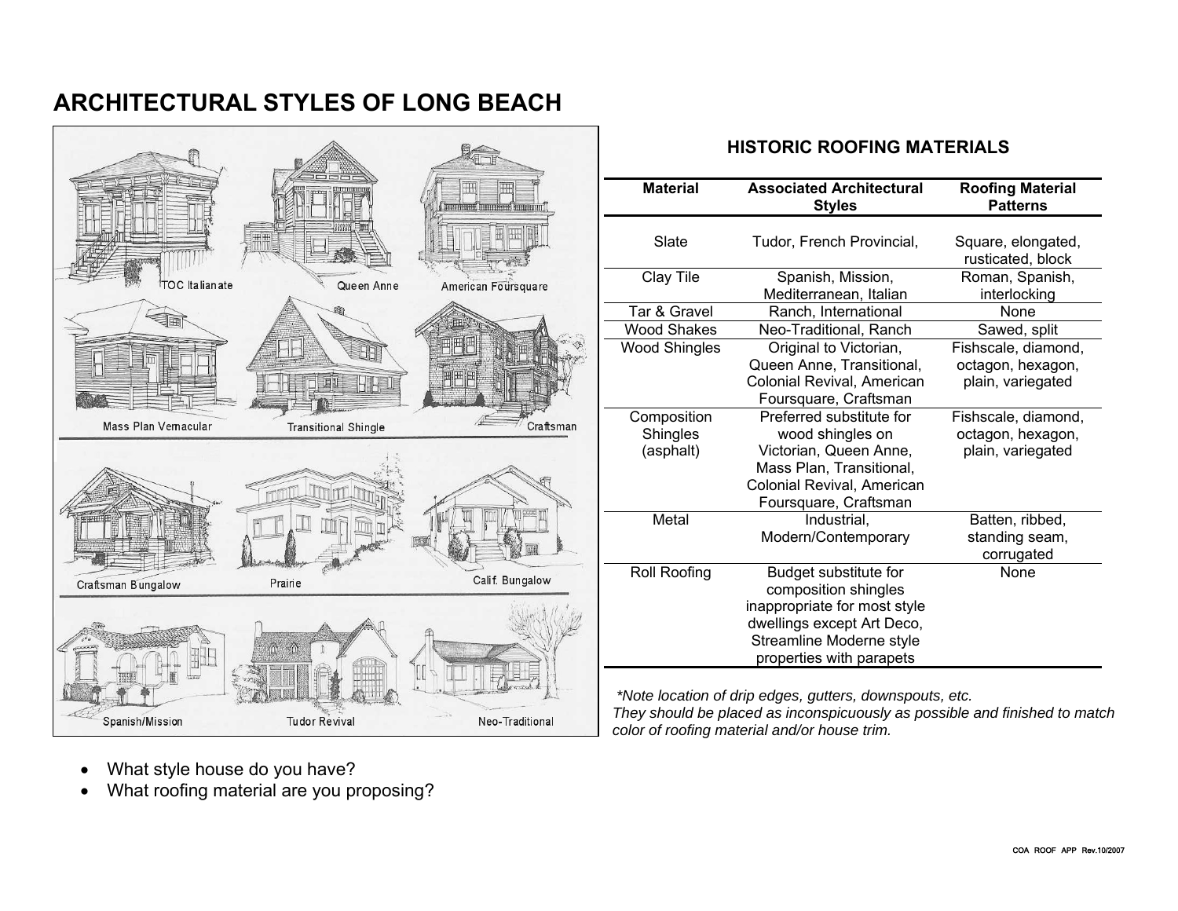# ARCHITECTURAL STYLES OF LONG BEACH

TOC Italianate

Queen Anne

American Foursquare

Mass Plan Vernacular

Transitional Shingle

Craftsman

Craftsman Bungalow

Prairie

Calif. Bungalow

Spanish/Mission

Tudor Revival

Neo-Traditional

## HISTORIC ROOFING MATERIALS

| Material | Associated Architectural Styles | Roofing Material Patterns |
|---|---|---|
| Slate | Tudor, French Provincial, | Square, elongated, rusticated, block |
| Clay Tile | Spanish, Mission, Mediterranean, Italian | Roman, Spanish, interlocking |
| Tar & Gravel | Ranch, International | None |
| Wood Shakes | Neo-Traditional, Ranch | Sawed, split |
| Wood Shingles | Original to Victorian, Queen Anne, Transitional, Colonial Revival, American Foursquare, Craftsman | Fishscale, diamond, octagon, hexagon, plain, variegated |
| Composition Shingles (asphalt) | Preferred substitute for wood shingles on Victorian, Queen Anne, Mass Plan, Transitional, Colonial Revival, American Foursquare, Craftsman | Fishscale, diamond, octagon, hexagon, plain, variegated |
| Metal | Industrial, Modern/Contemporary | Batten, ribbed, standing seam, corrugated |
| Roll Roofing | Budget substitute for composition shingles inappropriate for most style dwellings except Art Deco, Streamline Moderne style properties with parapets | None |

*\*Note location of drip edges, gutters, downspouts, etc. They should be placed as inconspicuously as possible and finished to match color of roofing material and/or house trim.*

- What style house do you have?
- What roofing material are you proposing?

COA ROOF APP Rev.10/2007